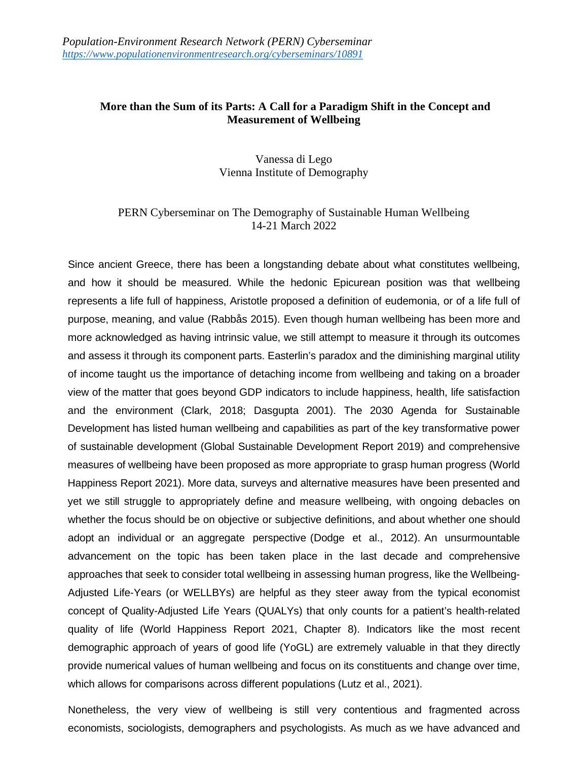*Population-Environment Research Network (PERN) Cyberseminar*
*https://www.populationenvironmentresearch.org/cyberseminars/10891*

**More than the Sum of its Parts: A Call for a Paradigm Shift in the Concept and Measurement of Wellbeing**

Vanessa di Lego
Vienna Institute of Demography

PERN Cyberseminar on The Demography of Sustainable Human Wellbeing
14-21 March 2022

Since ancient Greece, there has been a longstanding debate about what constitutes wellbeing, and how it should be measured. While the hedonic Epicurean position was that wellbeing represents a life full of happiness, Aristotle proposed a definition of eudemonia, or of a life full of purpose, meaning, and value (Rabbås 2015). Even though human wellbeing has been more and more acknowledged as having intrinsic value, we still attempt to measure it through its outcomes and assess it through its component parts. Easterlin's paradox and the diminishing marginal utility of income taught us the importance of detaching income from wellbeing and taking on a broader view of the matter that goes beyond GDP indicators to include happiness, health, life satisfaction and the environment (Clark, 2018; Dasgupta 2001). The 2030 Agenda for Sustainable Development has listed human wellbeing and capabilities as part of the key transformative power of sustainable development (Global Sustainable Development Report 2019) and comprehensive measures of wellbeing have been proposed as more appropriate to grasp human progress (World Happiness Report 2021). More data, surveys and alternative measures have been presented and yet we still struggle to appropriately define and measure wellbeing, with ongoing debacles on whether the focus should be on objective or subjective definitions, and about whether one should adopt an individual or an aggregate perspective (Dodge et al., 2012). An unsurmountable advancement on the topic has been taken place in the last decade and comprehensive approaches that seek to consider total wellbeing in assessing human progress, like the Wellbeing-Adjusted Life-Years (or WELLBYs) are helpful as they steer away from the typical economist concept of Quality-Adjusted Life Years (QUALYs) that only counts for a patient's health-related quality of life (World Happiness Report 2021, Chapter 8). Indicators like the most recent demographic approach of years of good life (YoGL) are extremely valuable in that they directly provide numerical values of human wellbeing and focus on its constituents and change over time, which allows for comparisons across different populations (Lutz et al., 2021).

Nonetheless, the very view of wellbeing is still very contentious and fragmented across economists, sociologists, demographers and psychologists. As much as we have advanced and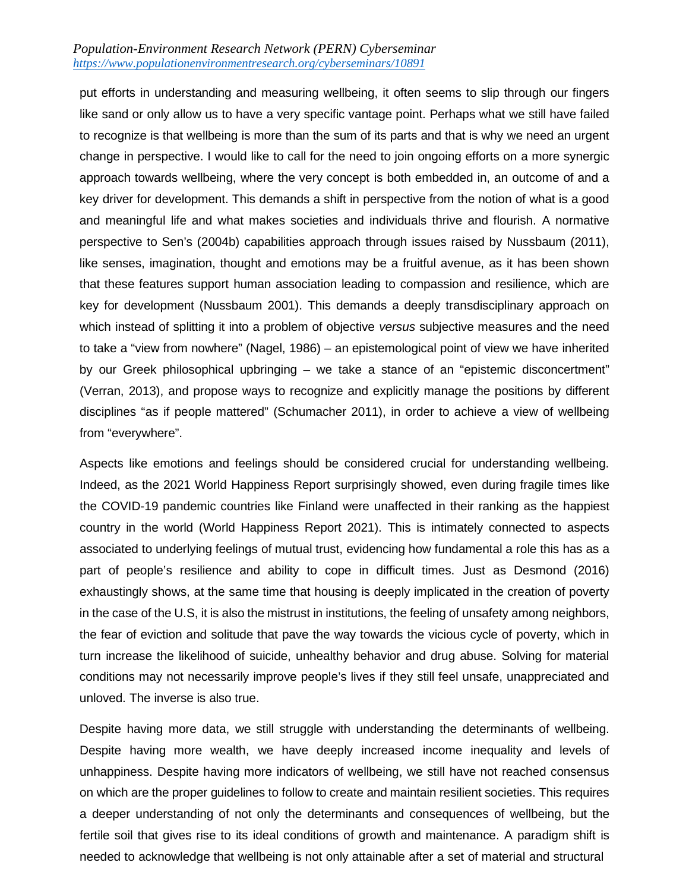put efforts in understanding and measuring wellbeing, it often seems to slip through our fingers like sand or only allow us to have a very specific vantage point. Perhaps what we still have failed to recognize is that wellbeing is more than the sum of its parts and that is why we need an urgent change in perspective. I would like to call for the need to join ongoing efforts on a more synergic approach towards wellbeing, where the very concept is both embedded in, an outcome of and a key driver for development. This demands a shift in perspective from the notion of what is a good and meaningful life and what makes societies and individuals thrive and flourish. A normative perspective to Sen's (2004b) capabilities approach through issues raised by Nussbaum (2011), like senses, imagination, thought and emotions may be a fruitful avenue, as it has been shown that these features support human association leading to compassion and resilience, which are key for development (Nussbaum 2001). This demands a deeply transdisciplinary approach on which instead of splitting it into a problem of objective *versus* subjective measures and the need to take a "view from nowhere" (Nagel, 1986) – an epistemological point of view we have inherited by our Greek philosophical upbringing – we take a stance of an "epistemic disconcertment" (Verran, 2013), and propose ways to recognize and explicitly manage the positions by different disciplines "as if people mattered" (Schumacher 2011), in order to achieve a view of wellbeing from "everywhere".

Aspects like emotions and feelings should be considered crucial for understanding wellbeing. Indeed, as the 2021 World Happiness Report surprisingly showed, even during fragile times like the COVID-19 pandemic countries like Finland were unaffected in their ranking as the happiest country in the world (World Happiness Report 2021). This is intimately connected to aspects associated to underlying feelings of mutual trust, evidencing how fundamental a role this has as a part of people's resilience and ability to cope in difficult times. Just as Desmond (2016) exhaustingly shows, at the same time that housing is deeply implicated in the creation of poverty in the case of the U.S, it is also the mistrust in institutions, the feeling of unsafety among neighbors, the fear of eviction and solitude that pave the way towards the vicious cycle of poverty, which in turn increase the likelihood of suicide, unhealthy behavior and drug abuse. Solving for material conditions may not necessarily improve people's lives if they still feel unsafe, unappreciated and unloved. The inverse is also true.

Despite having more data, we still struggle with understanding the determinants of wellbeing. Despite having more wealth, we have deeply increased income inequality and levels of unhappiness. Despite having more indicators of wellbeing, we still have not reached consensus on which are the proper guidelines to follow to create and maintain resilient societies. This requires a deeper understanding of not only the determinants and consequences of wellbeing, but the fertile soil that gives rise to its ideal conditions of growth and maintenance. A paradigm shift is needed to acknowledge that wellbeing is not only attainable after a set of material and structural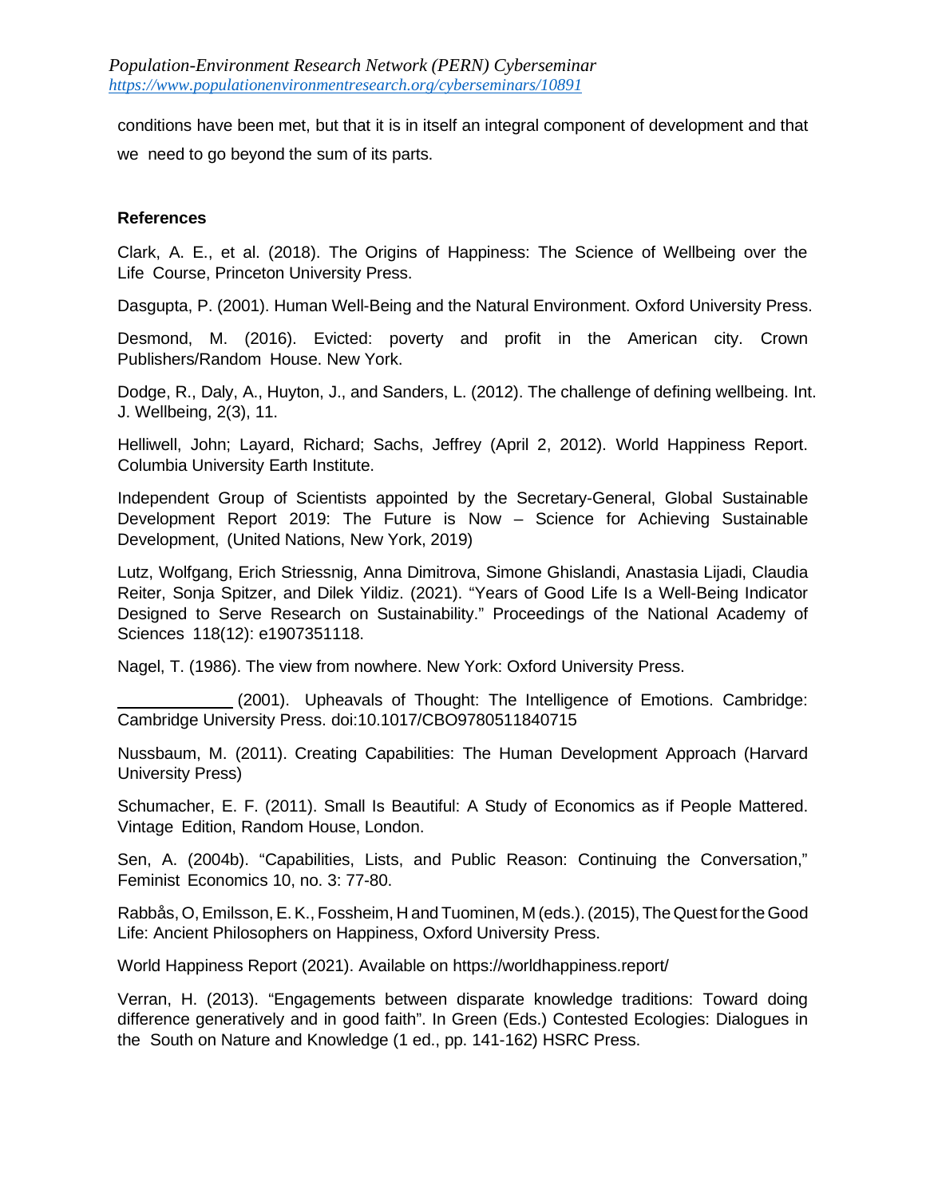conditions have been met, but that it is in itself an integral component of development and that we need to go beyond the sum of its parts.

**References**

Clark, A. E., et al. (2018). The Origins of Happiness: The Science of Wellbeing over the Life Course, Princeton University Press.

Dasgupta, P. (2001). Human Well-Being and the Natural Environment. Oxford University Press.

Desmond, M. (2016). Evicted: poverty and profit in the American city. Crown Publishers/Random House. New York.

Dodge, R., Daly, A., Huyton, J., and Sanders, L. (2012). The challenge of defining wellbeing. Int. J. Wellbeing, 2(3), 11.

Helliwell, John; Layard, Richard; Sachs, Jeffrey (April 2, 2012). World Happiness Report. Columbia University Earth Institute.

Independent Group of Scientists appointed by the Secretary-General, Global Sustainable Development Report 2019: The Future is Now – Science for Achieving Sustainable Development, (United Nations, New York, 2019)

Lutz, Wolfgang, Erich Striessnig, Anna Dimitrova, Simone Ghislandi, Anastasia Lijadi, Claudia Reiter, Sonja Spitzer, and Dilek Yildiz. (2021). "Years of Good Life Is a Well-Being Indicator Designed to Serve Research on Sustainability." Proceedings of the National Academy of Sciences 118(12): e1907351118.

Nagel, T. (1986). The view from nowhere. New York: Oxford University Press.

\_\_\_\_\_\_\_\_\_\_\_\_ (2001). Upheavals of Thought: The Intelligence of Emotions. Cambridge: Cambridge University Press. doi:10.1017/CBO9780511840715

Nussbaum, M. (2011). Creating Capabilities: The Human Development Approach (Harvard University Press)

Schumacher, E. F. (2011). Small Is Beautiful: A Study of Economics as if People Mattered. Vintage Edition, Random House, London.

Sen, A. (2004b). "Capabilities, Lists, and Public Reason: Continuing the Conversation," Feminist Economics 10, no. 3: 77-80.

Rabbås, O, Emilsson, E. K., Fossheim, H and Tuominen, M (eds.). (2015), The Quest for the Good Life: Ancient Philosophers on Happiness, Oxford University Press.

World Happiness Report (2021). Available on https://worldhappiness.report/

Verran, H. (2013). "Engagements between disparate knowledge traditions: Toward doing difference generatively and in good faith". In Green (Eds.) Contested Ecologies: Dialogues in the South on Nature and Knowledge (1 ed., pp. 141-162) HSRC Press.